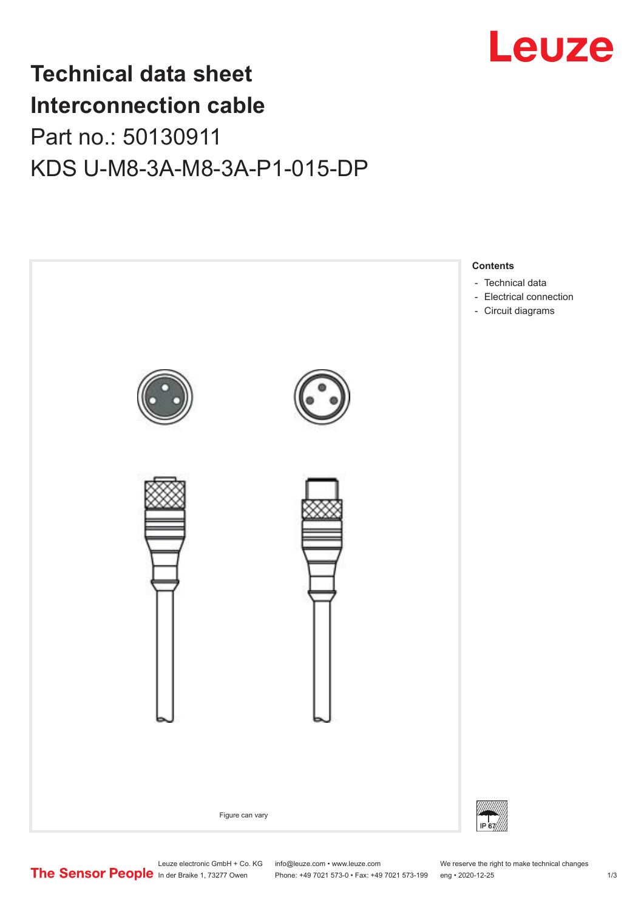# Technical data sheet
# Interconnection cable

Part no.: 50130911

KDS U-M8-3A-M8-3A-P1-015-DP

Figure can vary

**Contents**

- Technical data
- Electrical connection
- Circuit diagrams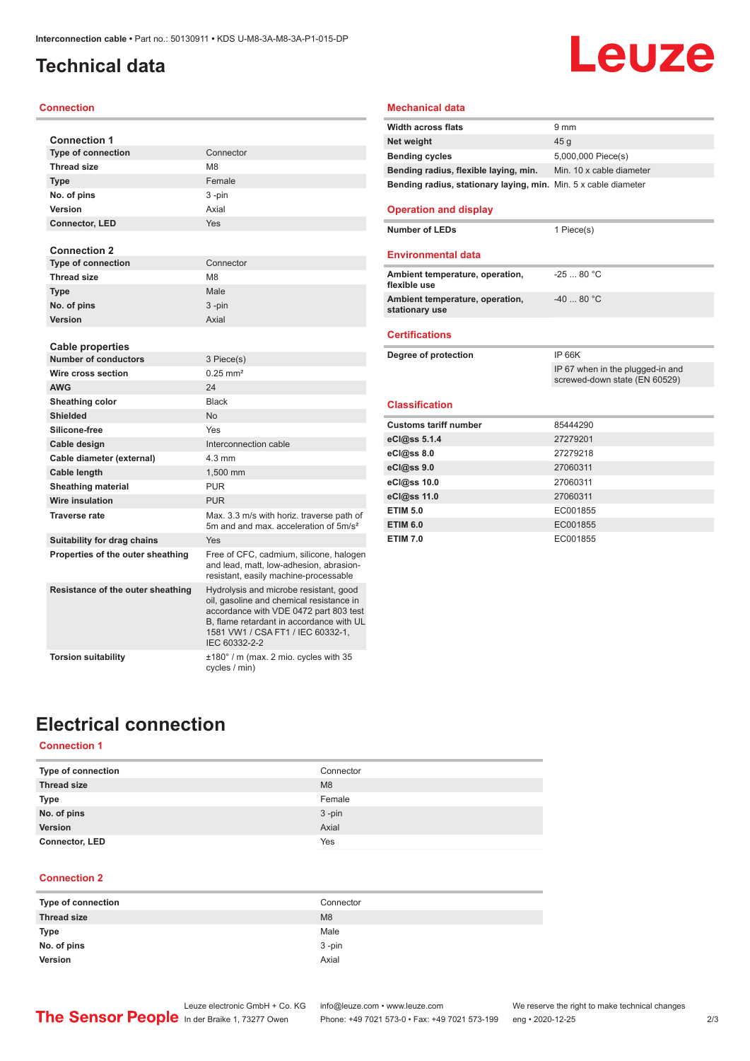# Technical data

## Connection

| Connection 1 | |
|---|---|
| **Type of connection** | Connector |
| **Thread size** | M8 |
| **Type** | Female |
| **No. of pins** | 3 -pin |
| **Version** | Axial |
| **Connector, LED** | Yes |

| Connection 2 | |
|---|---|
| **Type of connection** | Connector |
| **Thread size** | M8 |
| **Type** | Male |
| **No. of pins** | 3 -pin |
| **Version** | Axial |

| Cable properties | |
|---|---|
| **Number of conductors** | 3 Piece(s) |
| **Wire cross section** | 0.25 mm² |
| **AWG** | 24 |
| **Sheathing color** | Black |
| **Shielded** | No |
| **Silicone-free** | Yes |
| **Cable design** | Interconnection cable |
| **Cable diameter (external)** | 4.3 mm |
| **Cable length** | 1,500 mm |
| **Sheathing material** | PUR |
| **Wire insulation** | PUR |
| **Traverse rate** | Max. 3.3 m/s with horiz. traverse path of 5m and and max. acceleration of 5m/s² |
| **Suitability for drag chains** | Yes |
| **Properties of the outer sheathing** | Free of CFC, cadmium, silicone, halogen and lead, matt, low-adhesion, abrasion-resistant, easily machine-processable |
| **Resistance of the outer sheathing** | Hydrolysis and microbe resistant, good oil, gasoline and chemical resistance in accordance with VDE 0472 part 803 test B, flame retardant in accordance with UL 1581 VW1 / CSA FT1 / IEC 60332-1, IEC 60332-2-2 |
| **Torsion suitability** | ±180° / m (max. 2 mio. cycles with 35 cycles / min) |

## Mechanical data

| | |
|---|---|
| **Width across flats** | 9 mm |
| **Net weight** | 45 g |
| **Bending cycles** | 5,000,000 Piece(s) |
| **Bending radius, flexible laying, min.** | Min. 10 x cable diameter |
| **Bending radius, stationary laying, min.** | Min. 5 x cable diameter |

## Operation and display

| | |
|---|---|
| **Number of LEDs** | 1 Piece(s) |

## Environmental data

| | |
|---|---|
| **Ambient temperature, operation, flexible use** | -25 ... 80 °C |
| **Ambient temperature, operation, stationary use** | -40 ... 80 °C |

## Certifications

| | |
|---|---|
| **Degree of protection** | IP 66K |
| | IP 67 when in the plugged-in and screwed-down state (EN 60529) |

## Classification

| | |
|---|---|
| **Customs tariff number** | 85444290 |
| **eCl@ss 5.1.4** | 27279201 |
| **eCl@ss 8.0** | 27279218 |
| **eCl@ss 9.0** | 27060311 |
| **eCl@ss 10.0** | 27060311 |
| **eCl@ss 11.0** | 27060311 |
| **ETIM 5.0** | EC001855 |
| **ETIM 6.0** | EC001855 |
| **ETIM 7.0** | EC001855 |

# Electrical connection

## Connection 1

| | |
|---|---|
| **Type of connection** | Connector |
| **Thread size** | M8 |
| **Type** | Female |
| **No. of pins** | 3 -pin |
| **Version** | Axial |
| **Connector, LED** | Yes |

## Connection 2

| | |
|---|---|
| **Type of connection** | Connector |
| **Thread size** | M8 |
| **Type** | Male |
| **No. of pins** | 3 -pin |
| **Version** | Axial |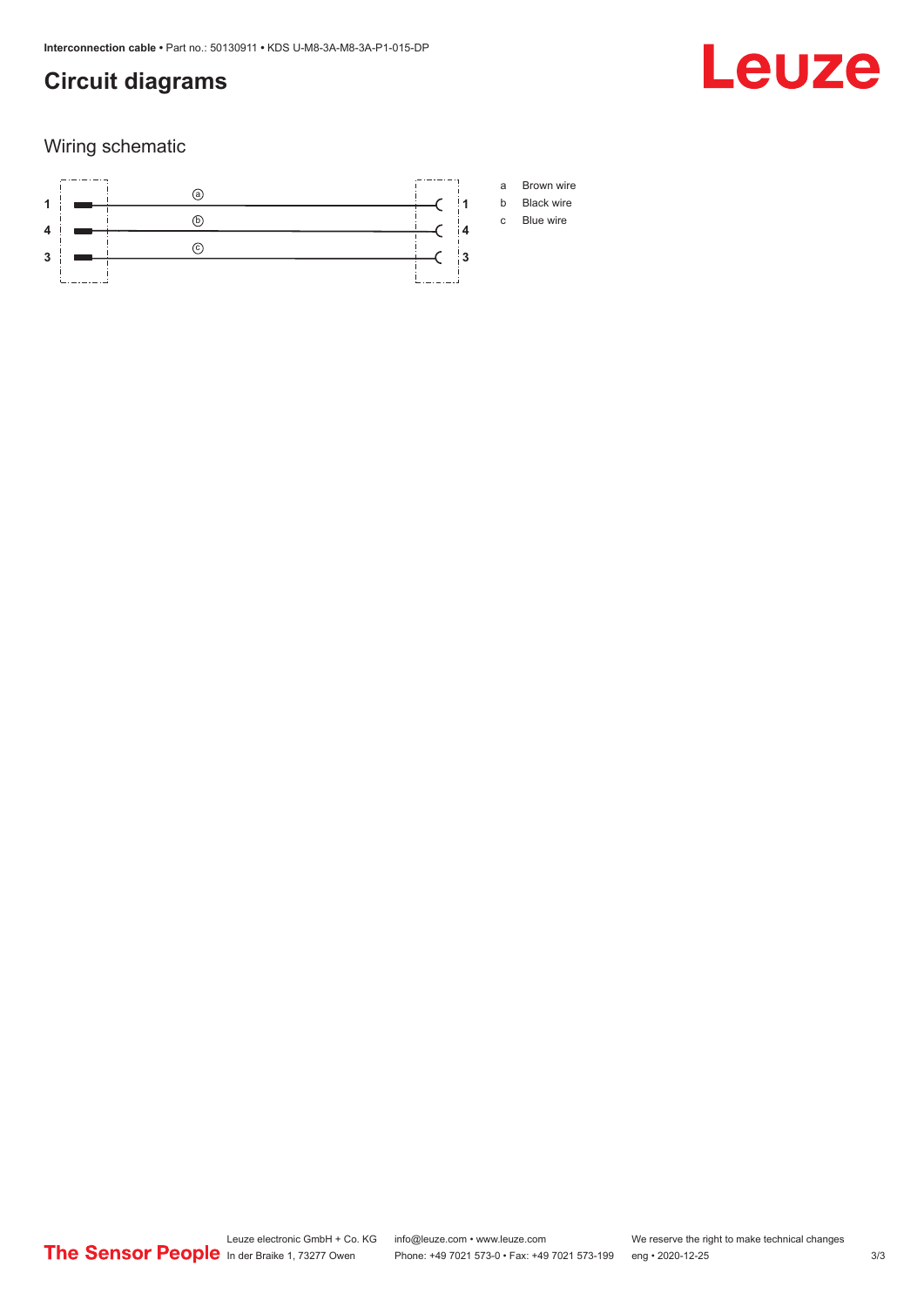## Circuit diagrams

### Wiring schematic

1
4
3
a
b
c
1
4
3

a Brown wire
b Black wire
c Blue wire

Leuze electronic GmbH + Co. KG
In der Braike 1, 73277 Owen

info@leuze.com • www.leuze.com
Phone: +49 7021 573-0 • Fax: +49 7021 573-199

We reserve the right to make technical changes
eng • 2020-12-25